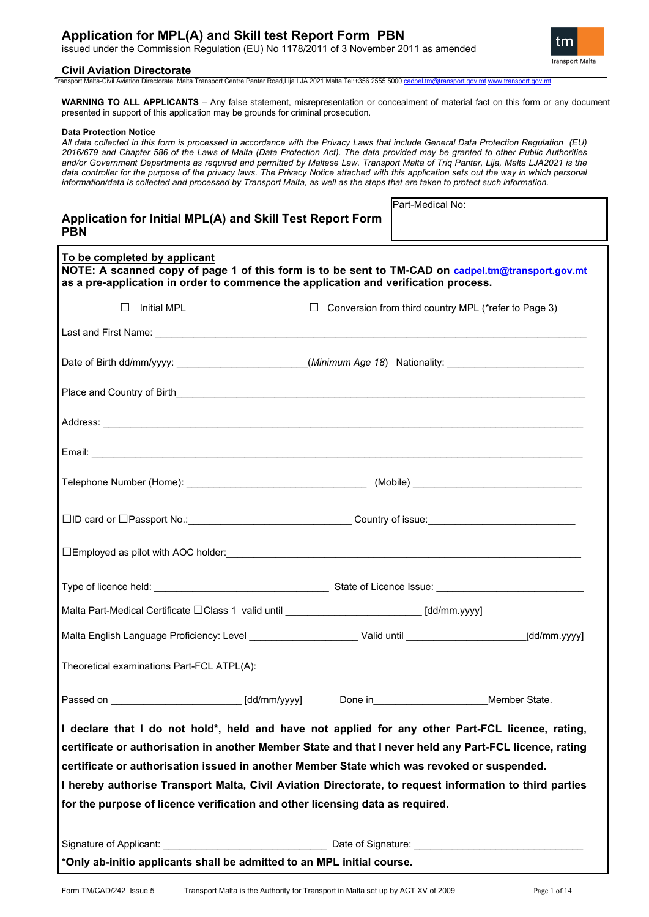# Application for MPL(A) and Skill test Report Form PBN

issued under the Commission Regulation (EU) No 1178/2011 of 3 November 2011 as amended

**Civil Aviation Directorate**

Transport Malta-Civil Aviation Directorate, Malta Transport Centre,Pantar Road,Lija LJA 2021 Malta.Tel:+356 2555 5000 cadpel.tm@transport.gov.mt www.transport.gov.mt

**WARNING TO ALL APPLICANTS** – Any false statement, misrepresentation or concealment of material fact on this form or any document presented in support of this application may be grounds for criminal prosecution.

**Data Protection Notice**

*All data collected in this form is processed in accordance with the Privacy Laws that include General Data Protection Regulation (EU) 2016/679 and Chapter 586 of the Laws of Malta (Data Protection Act). The data provided may be granted to other Public Authorities and/or Government Departments as required and permitted by Maltese Law. Transport Malta of Triq Pantar, Lija, Malta LJA2021 is the data controller for the purpose of the privacy laws. The Privacy Notice attached with this application sets out the way in which personal information/data is collected and processed by Transport Malta, as well as the steps that are taken to protect such information.*

## Application for Initial MPL(A) and Skill Test Report Form PBN

Part-Medical No:

**To be completed by applicant**

**NOTE: A scanned copy of page 1 of this form is to be sent to TM-CAD on cadpel.tm@transport.gov.mt as a pre-application in order to commence the application and verification process.**

☐ Initial MPL ☐ Conversion from third country MPL (*refer to Page 3)

Last and First Name: ______________________________

Date of Birth dd/mm/yyyy: ____________ (*Minimum Age 18*) Nationality: ____________

Place and Country of Birth ______________________________

Address: ______________________________

Email: ______________________________

Telephone Number (Home): ____________ (Mobile) ____________

☐ID card or ☐Passport No.: ____________ Country of issue: ____________

☐Employed as pilot with AOC holder: ______________________________

Type of licence held: ____________ State of Licence Issue: ____________

Malta Part-Medical Certificate ☐Class 1 valid until ____________ [dd/mm.yyyy]

Malta English Language Proficiency: Level ____________ Valid until ____________ [dd/mm.yyyy]

Theoretical examinations Part-FCL ATPL(A):

Passed on ____________ [dd/mm/yyyy] Done in ____________ Member State.

**I declare that I do not hold*, held and have not applied for any other Part-FCL licence, rating, certificate or authorisation in another Member State and that I never held any Part-FCL licence, rating certificate or authorisation issued in another Member State which was revoked or suspended.**

**I hereby authorise Transport Malta, Civil Aviation Directorate, to request information to third parties for the purpose of licence verification and other licensing data as required.**

Signature of Applicant: ____________ Date of Signature: ____________

***Only ab-initio applicants shall be admitted to an MPL initial course.**

Form TM/CAD/242 Issue 5 Transport Malta is the Authority for Transport in Malta set up by ACT XV of 2009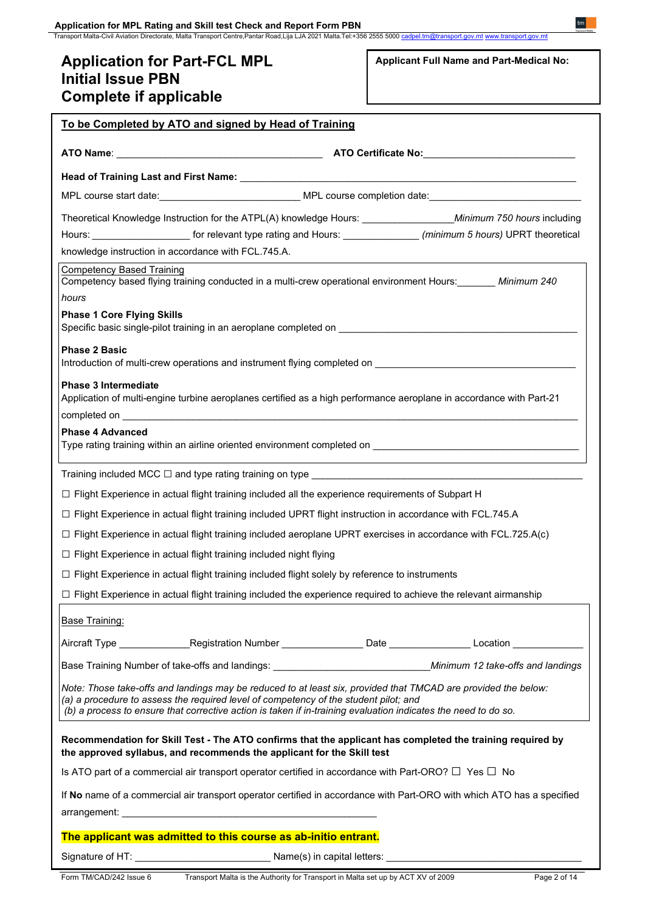# Application for Part-FCL MPL Initial Issue PBN Complete if applicable

**Applicant Full Name and Part-Medical No:**

**To be Completed by ATO and signed by Head of Training**

**ATO Name**: ______________________ **ATO Certificate No:**______________________

**Head of Training Last and First Name:** ______________________

MPL course start date:______________________ MPL course completion date:______________________

Theoretical Knowledge Instruction for the ATPL(A) knowledge Hours: ______________ *Minimum 750 hours* including Hours: ______________ for relevant type rating and Hours: ______________ *(minimum 5 hours)* UPRT theoretical knowledge instruction in accordance with FCL.745.A.

Competency Based Training

Competency based flying training conducted in a multi-crew operational environment Hours:_______ *Minimum 240 hours*

**Phase 1 Core Flying Skills**

Specific basic single-pilot training in an aeroplane completed on ______________________

**Phase 2 Basic**

Introduction of multi-crew operations and instrument flying completed on ______________________

**Phase 3 Intermediate**

Application of multi-engine turbine aeroplanes certified as a high performance aeroplane in accordance with Part-21 completed on ______________________

**Phase 4 Advanced**

Type rating training within an airline oriented environment completed on ______________________

Training included MCC ☐ and type rating training on type ______________________

☐ Flight Experience in actual flight training included all the experience requirements of Subpart H

☐ Flight Experience in actual flight training included UPRT flight instruction in accordance with FCL.745.A

☐ Flight Experience in actual flight training included aeroplane UPRT exercises in accordance with FCL.725.A(c)

☐ Flight Experience in actual flight training included night flying

☐ Flight Experience in actual flight training included flight solely by reference to instruments

☐ Flight Experience in actual flight training included the experience required to achieve the relevant airmanship

Base Training:

Aircraft Type ____________ Registration Number ______________ Date ______________ Location ____________

Base Training Number of take-offs and landings: ______________________ *Minimum 12 take-offs and landings*

*Note: Those take-offs and landings may be reduced to at least six, provided that TMCAD are provided the below:*
*(a) a procedure to assess the required level of competency of the student pilot; and*
*(b) a process to ensure that corrective action is taken if in-training evaluation indicates the need to do so.*

**Recommendation for Skill Test - The ATO confirms that the applicant has completed the training required by the approved syllabus, and recommends the applicant for the Skill test**

Is ATO part of a commercial air transport operator certified in accordance with Part-ORO? ☐ Yes ☐ No

If **No** name of a commercial air transport operator certified in accordance with Part-ORO with which ATO has a specified arrangement: ______________________

**The applicant was admitted to this course as ab-initio entrant.**

Signature of HT: ______________________ Name(s) in capital letters: ______________________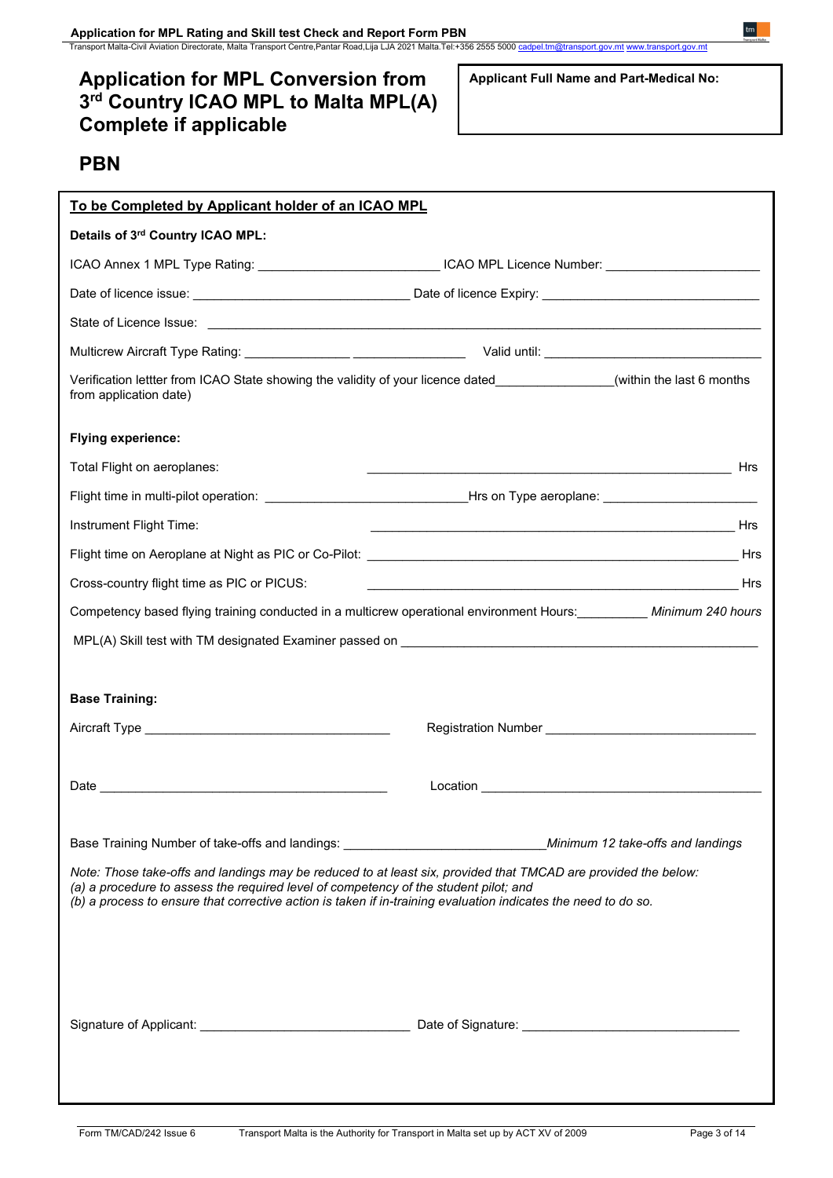# Application for MPL Conversion from 3rd Country ICAO MPL to Malta MPL(A) Complete if applicable

**Applicant Full Name and Part-Medical No:**

## PBN

**To be Completed by Applicant holder of an ICAO MPL**

**Details of 3rd Country ICAO MPL:**

ICAO Annex 1 MPL Type Rating: _________________________ ICAO MPL Licence Number: _____________________

Date of licence issue: ______________________________ Date of licence Expiry: ______________________________

State of Licence Issue: ______________________________________________________________________________

Multicrew Aircraft Type Rating: _______________ ________________ Valid until: ______________________________

Verification lettter from ICAO State showing the validity of your licence dated________________(within the last 6 months from application date)

**Flying experience:**

Total Flight on aeroplanes: ______________________________________________________ Hrs

Flight time in multi-pilot operation: ____________________________Hrs on Type aeroplane: ______________________

Instrument Flight Time: ______________________________________________________ Hrs

Flight time on Aeroplane at Night as PIC or Co-Pilot: ______________________________________________________ Hrs

Cross-country flight time as PIC or PICUS: ______________________________________________________ Hrs

Competency based flying training conducted in a multicrew operational environment Hours:__________ *Minimum 240 hours*

MPL(A) Skill test with TM designated Examiner passed on ____________________________________________________

**Base Training:**

Aircraft Type ___________________________________ Registration Number _____________________________

Date ___________________________________________ Location _________________________________________

Base Training Number of take-offs and landings: ____________________________*Minimum 12 take-offs and landings*

*Note: Those take-offs and landings may be reduced to at least six, provided that TMCAD are provided the below:*
*(a) a procedure to assess the required level of competency of the student pilot; and*
*(b) a process to ensure that corrective action is taken if in-training evaluation indicates the need to do so.*

Signature of Applicant: _____________________________ Date of Signature: ______________________________

Form TM/CAD/242 Issue 6 Transport Malta is the Authority for Transport in Malta set up by ACT XV of 2009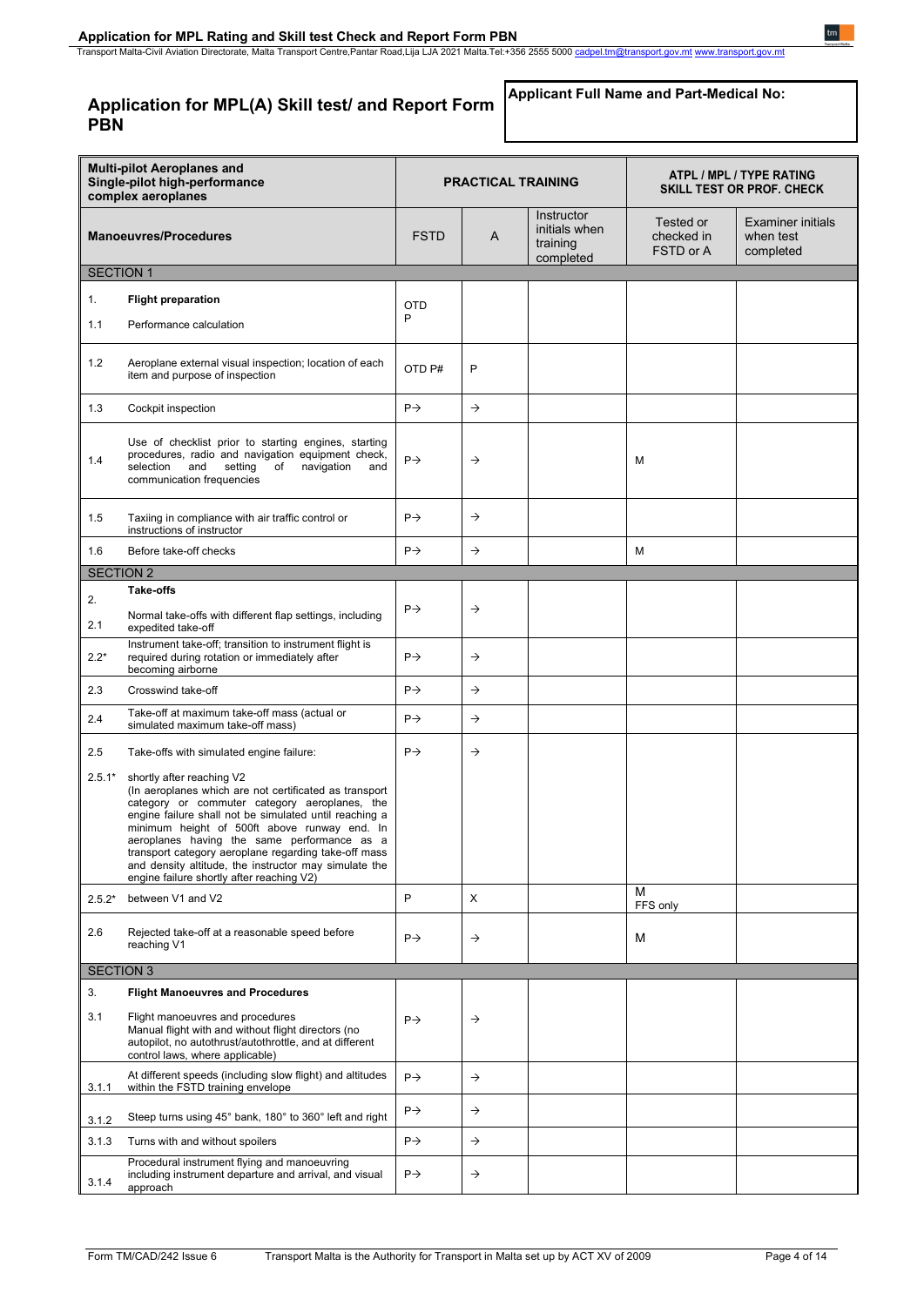## Application for MPL(A) Skill test/ and Report Form PBN

**Applicant Full Name and Part-Medical No:**

| **Multi-pilot Aeroplanes and Single-pilot high-performance complex aeroplanes** | | **PRACTICAL TRAINING** | | | **ATPL / MPL / TYPE RATING SKILL TEST OR PROF. CHECK** | |
|---|---|---|---|---|---|---|
| **Manoeuvres/Procedures** | | FSTD | A | Instructor initials when training completed | Tested or checked in FSTD or A | Examiner initials when test completed |
| SECTION 1 | | | | | | |
| 1. | **Flight preparation** | OTD P | | | | |
| 1.1 | Performance calculation | | | | | |
| 1.2 | Aeroplane external visual inspection; location of each item and purpose of inspection | OTD P# | P | | | |
| 1.3 | Cockpit inspection | P→ | → | | | |
| 1.4 | Use of checklist prior to starting engines, starting procedures, radio and navigation equipment check, selection and setting of navigation and communication frequencies | P→ | → | | M | |
| 1.5 | Taxiing in compliance with air traffic control or instructions of instructor | P→ | → | | | |
| 1.6 | Before take-off checks | P→ | → | | M | |
| SECTION 2 | | | | | | |
| 2. | **Take-offs** | P→ | → | | | |
| 2.1 | Normal take-offs with different flap settings, including expedited take-off | | | | | |
| 2.2* | Instrument take-off; transition to instrument flight is required during rotation or immediately after becoming airborne | P→ | → | | | |
| 2.3 | Crosswind take-off | P→ | → | | | |
| 2.4 | Take-off at maximum take-off mass (actual or simulated maximum take-off mass) | P→ | → | | | |
| 2.5 | Take-offs with simulated engine failure: | P→ | → | | | |
| 2.5.1* | shortly after reaching V2 (In aeroplanes which are not certificated as transport category or commuter category aeroplanes, the engine failure shall not be simulated until reaching a minimum height of 500ft above runway end. In aeroplanes having the same performance as a transport category aeroplane regarding take-off mass and density altitude, the instructor may simulate the engine failure shortly after reaching V2) | | | | | |
| 2.5.2* | between V1 and V2 | P | X | | M FFS only | |
| 2.6 | Rejected take-off at a reasonable speed before reaching V1 | P→ | → | | M | |
| SECTION 3 | | | | | | |
| 3. | **Flight Manoeuvres and Procedures** | | | | | |
| 3.1 | Flight manoeuvres and procedures Manual flight with and without flight directors (no autopilot, no autothrust/autothrottle, and at different control laws, where applicable) | P→ | → | | | |
| 3.1.1 | At different speeds (including slow flight) and altitudes within the FSTD training envelope | P→ | → | | | |
| 3.1.2 | Steep turns using 45° bank, 180° to 360° left and right | P→ | → | | | |
| 3.1.3 | Turns with and without spoilers | P→ | → | | | |
| 3.1.4 | Procedural instrument flying and manoeuvring including instrument departure and arrival, and visual approach | P→ | → | | | |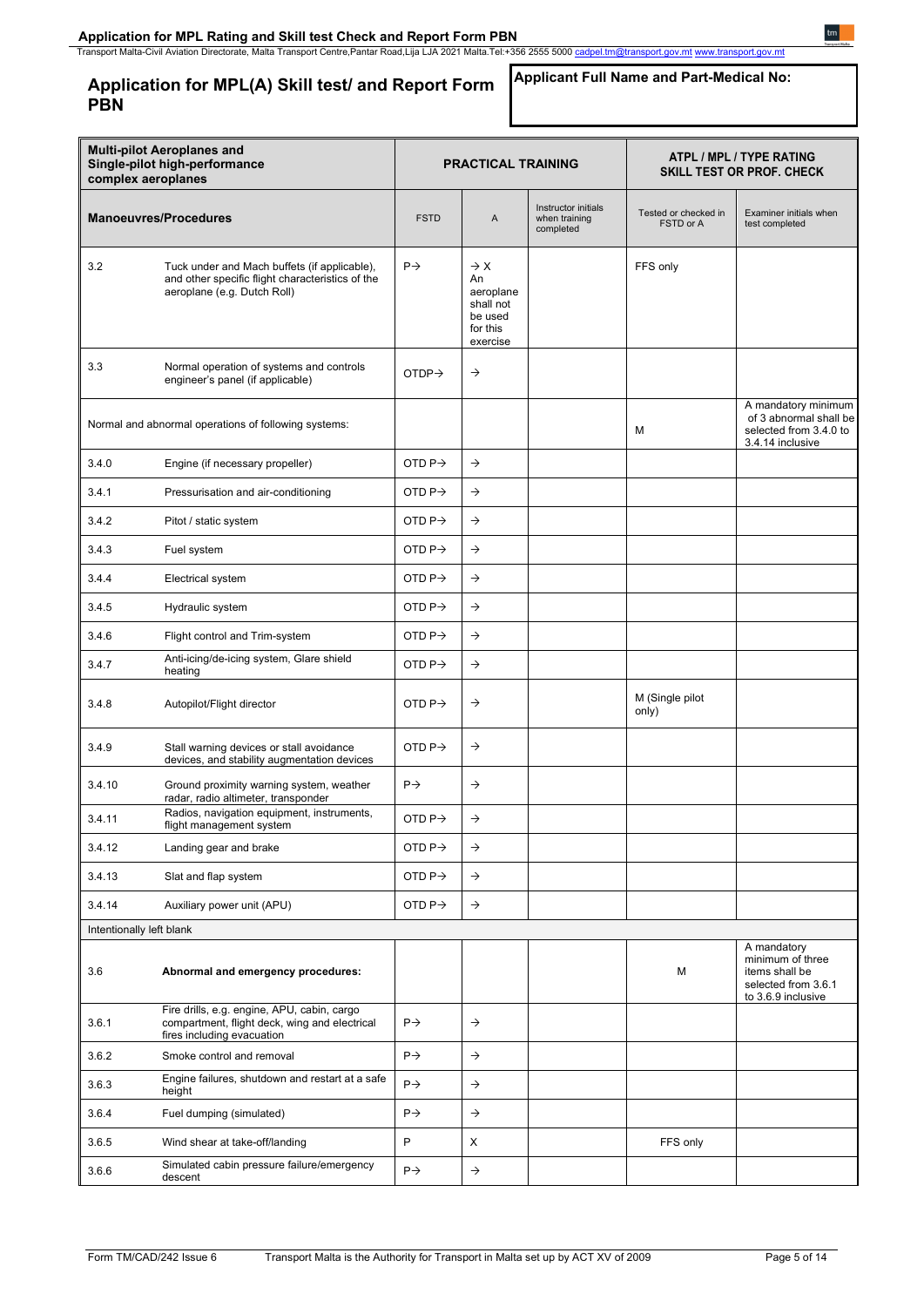## Application for MPL(A) Skill test/ and Report Form PBN

**Applicant Full Name and Part-Medical No:**

| **Multi-pilot Aeroplanes and Single-pilot high-performance complex aeroplanes** | | **PRACTICAL TRAINING** | | | **ATPL / MPL / TYPE RATING SKILL TEST OR PROF. CHECK** | |
|---|---|---|---|---|---|---|
| **Manoeuvres/Procedures** | | FSTD | A | Instructor initials when training completed | Tested or checked in FSTD or A | Examiner initials when test completed |
| 3.2 | Tuck under and Mach buffets (if applicable), and other specific flight characteristics of the aeroplane (e.g. Dutch Roll) | P→ | →X An aeroplane shall not be used for this exercise | | FFS only | |
| 3.3 | Normal operation of systems and controls engineer's panel (if applicable) | OTDP→ | → | | | |
| Normal and abnormal operations of following systems: | | | | | M | A mandatory minimum of 3 abnormal shall be selected from 3.4.0 to 3.4.14 inclusive |
| 3.4.0 | Engine (if necessary propeller) | OTD P→ | → | | | |
| 3.4.1 | Pressurisation and air-conditioning | OTD P→ | → | | | |
| 3.4.2 | Pitot / static system | OTD P→ | → | | | |
| 3.4.3 | Fuel system | OTD P→ | → | | | |
| 3.4.4 | Electrical system | OTD P→ | → | | | |
| 3.4.5 | Hydraulic system | OTD P→ | → | | | |
| 3.4.6 | Flight control and Trim-system | OTD P→ | → | | | |
| 3.4.7 | Anti-icing/de-icing system, Glare shield heating | OTD P→ | → | | | |
| 3.4.8 | Autopilot/Flight director | OTD P→ | → | | M (Single pilot only) | |
| 3.4.9 | Stall warning devices or stall avoidance devices, and stability augmentation devices | OTD P→ | → | | | |
| 3.4.10 | Ground proximity warning system, weather radar, radio altimeter, transponder | P→ | → | | | |
| 3.4.11 | Radios, navigation equipment, instruments, flight management system | OTD P→ | → | | | |
| 3.4.12 | Landing gear and brake | OTD P→ | → | | | |
| 3.4.13 | Slat and flap system | OTD P→ | → | | | |
| 3.4.14 | Auxiliary power unit (APU) | OTD P→ | → | | | |
| Intentionally left blank | | | | | | |
| 3.6 | **Abnormal and emergency procedures:** | | | | M | A mandatory minimum of three items shall be selected from 3.6.1 to 3.6.9 inclusive |
| 3.6.1 | Fire drills, e.g. engine, APU, cabin, cargo compartment, flight deck, wing and electrical fires including evacuation | P→ | → | | | |
| 3.6.2 | Smoke control and removal | P→ | → | | | |
| 3.6.3 | Engine failures, shutdown and restart at a safe height | P→ | → | | | |
| 3.6.4 | Fuel dumping (simulated) | P→ | → | | | |
| 3.6.5 | Wind shear at take-off/landing | P | X | | FFS only | |
| 3.6.6 | Simulated cabin pressure failure/emergency descent | P→ | → | | | |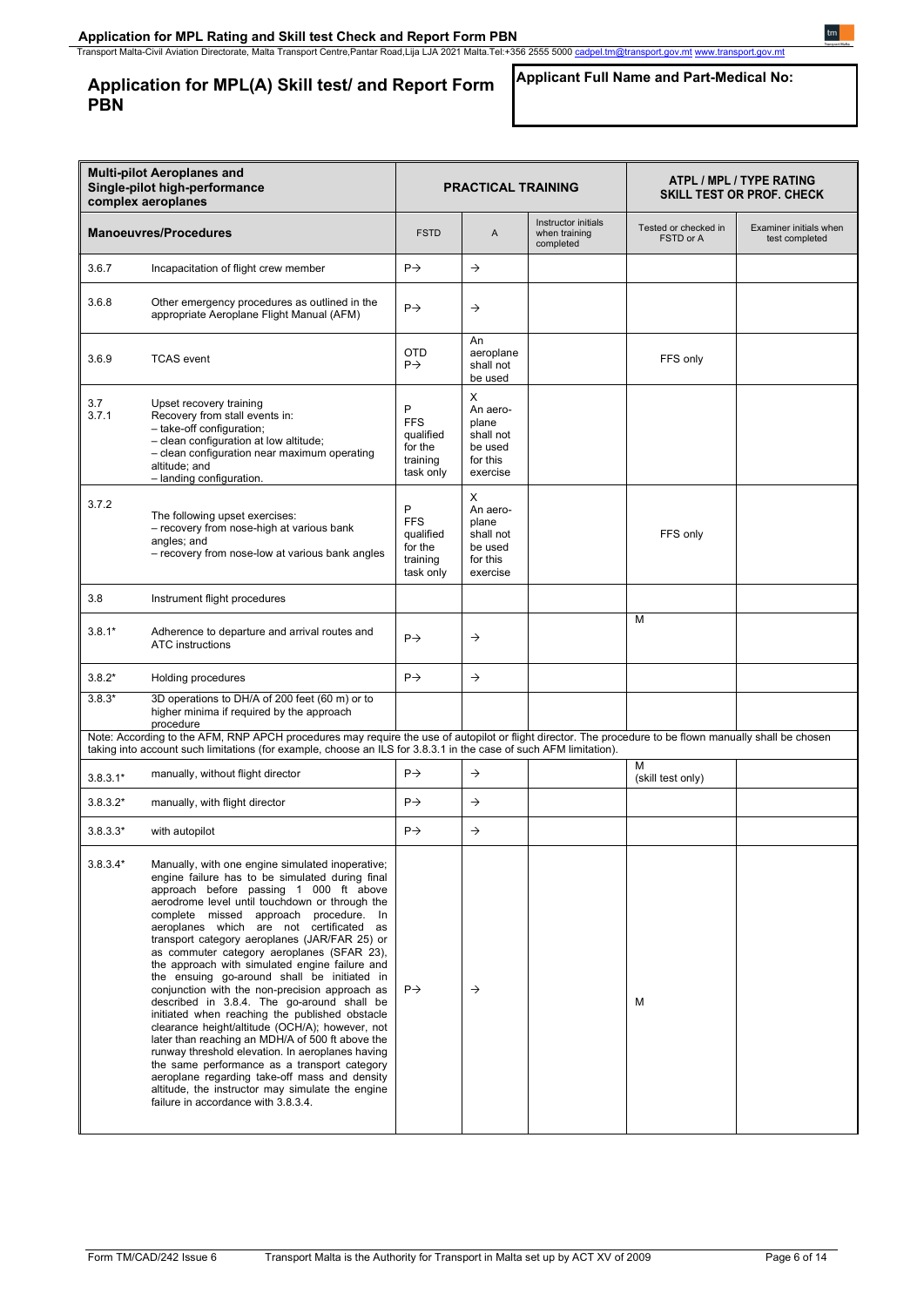## Application for MPL(A) Skill test/ and Report Form PBN

**Applicant Full Name and Part-Medical No:**

| Multi-pilot Aeroplanes and Single-pilot high-performance complex aeroplanes | | PRACTICAL TRAINING | | | ATPL / MPL / TYPE RATING SKILL TEST OR PROF. CHECK | |
|---|---|---|---|---|---|---|
| **Manoeuvres/Procedures** | | FSTD | A | Instructor initials when training completed | Tested or checked in FSTD or A | Examiner initials when test completed |
| 3.6.7 | Incapacitation of flight crew member | P→ | → | | | |
| 3.6.8 | Other emergency procedures as outlined in the appropriate Aeroplane Flight Manual (AFM) | P→ | → | | | |
| 3.6.9 | TCAS event | OTD P→ | An aeroplane shall not be used | | FFS only | |
| 3.7 3.7.1 | Upset recovery training Recovery from stall events in: – take-off configuration; – clean configuration at low altitude; – clean configuration near maximum operating altitude; and – landing configuration. | P FFS qualified for the training task only | X An aero-plane shall not be used for this exercise | | | |
| 3.7.2 | The following upset exercises: – recovery from nose-high at various bank angles; and – recovery from nose-low at various bank angles | P FFS qualified for the training task only | X An aero-plane shall not be used for this exercise | | FFS only | |
| 3.8 | Instrument flight procedures | | | | | |
| 3.8.1* | Adherence to departure and arrival routes and ATC instructions | P→ | → | | M | |
| 3.8.2* | Holding procedures | P→ | → | | | |
| 3.8.3* | 3D operations to DH/A of 200 feet (60 m) or to higher minima if required by the approach procedure | | | | | |
| Note: According to the AFM, RNP APCH procedures may require the use of autopilot or flight director. The procedure to be flown manually shall be chosen taking into account such limitations (for example, choose an ILS for 3.8.3.1 in the case of such AFM limitation). | | | | | | |
| 3.8.3.1* | manually, without flight director | P→ | → | | M (skill test only) | |
| 3.8.3.2* | manually, with flight director | P→ | → | | | |
| 3.8.3.3* | with autopilot | P→ | → | | | |
| 3.8.3.4* | Manually, with one engine simulated inoperative; engine failure has to be simulated during final approach before passing 1 000 ft above aerodrome level until touchdown or through the complete missed approach procedure. In aeroplanes which are not certificated as transport category aeroplanes (JAR/FAR 25) or as commuter category aeroplanes (SFAR 23), the approach with simulated engine failure and the ensuing go-around shall be initiated in conjunction with the non-precision approach as described in 3.8.4. The go-around shall be initiated when reaching the published obstacle clearance height/altitude (OCH/A); however, not later than reaching an MDH/A of 500 ft above the runway threshold elevation. In aeroplanes having the same performance as a transport category aeroplane regarding take-off mass and density altitude, the instructor may simulate the engine failure in accordance with 3.8.3.4. | P→ | → | | M | |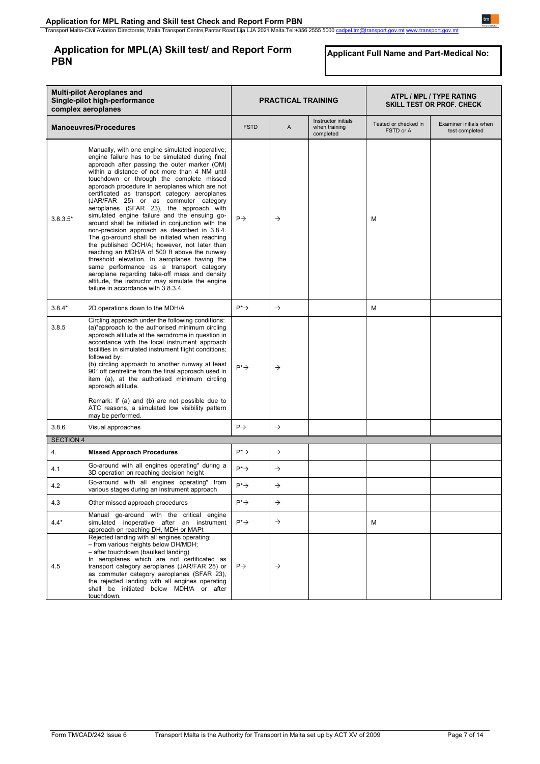## Application for MPL(A) Skill test/ and Report Form PBN

**Applicant Full Name and Part-Medical No:**

| **Multi-pilot Aeroplanes and Single-pilot high-performance complex aeroplanes** | | **PRACTICAL TRAINING** | | | **ATPL / MPL / TYPE RATING SKILL TEST OR PROF. CHECK** | |
|---|---|---|---|---|---|---|
| **Manoeuvres/Procedures** | | FSTD | A | Instructor initials when training completed | Tested or checked in FSTD or A | Examiner initials when test completed |
| 3.8.3.5* | Manually, with one engine simulated inoperative; engine failure has to be simulated during final approach after passing the outer marker (OM) within a distance of not more than 4 NM until touchdown or through the complete missed approach procedure In aeroplanes which are not certificated as transport category aeroplanes (JAR/FAR 25) or as commuter category aeroplanes (SFAR 23), the approach with simulated engine failure and the ensuing go-around shall be initiated in conjunction with the non-precision approach as described in 3.8.4. The go-around shall be initiated when reaching the published OCH/A; however, not later than reaching an MDH/A of 500 ft above the runway threshold elevation. In aeroplanes having the same performance as a transport category aeroplane regarding take-off mass and density altitude, the instructor may simulate the engine failure in accordance with 3.8.3.4. | P→ | → | | M | |
| 3.8.4* | 2D operations down to the MDH/A | P*→ | → | | M | |
| 3.8.5 | Circling approach under the following conditions:<br>(a)*approach to the authorised minimum circling approach altitude at the aerodrome in question in accordance with the local instrument approach facilities in simulated instrument flight conditions; followed by:<br>(b) circling approach to another runway at least 90° off centreline from the final approach used in item (a), at the authorised minimum circling approach altitude.<br><br>Remark: If (a) and (b) are not possible due to ATC reasons, a simulated low visibility pattern may be performed. | P*→ | → | | | |
| 3.8.6 | Visual approaches | P→ | → | | | |
| SECTION 4 | | | | | | |
| 4. | **Missed Approach Procedures** | P*→ | → | | | |
| 4.1 | Go-around with all engines operating* during a 3D operation on reaching decision height | P*→ | → | | | |
| 4.2 | Go-around with all engines operating* from various stages during an instrument approach | P*→ | → | | | |
| 4.3 | Other missed approach procedures | P*→ | → | | | |
| 4.4* | Manual go-around with the critical engine simulated inoperative after an instrument approach on reaching DH, MDH or MAPt | P*→ | → | | M | |
| 4.5 | Rejected landing with all engines operating:<br>– from various heights below DH/MDH;<br>– after touchdown (baulked landing)<br>In aeroplanes which are not certificated as transport category aeroplanes (JAR/FAR 25) or as commuter category aeroplanes (SFAR 23), the rejected landing with all engines operating shall be initiated below MDH/A or after touchdown. | P→ | → | | | |

Form TM/CAD/242 Issue 6 Transport Malta is the Authority for Transport in Malta set up by ACT XV of 2009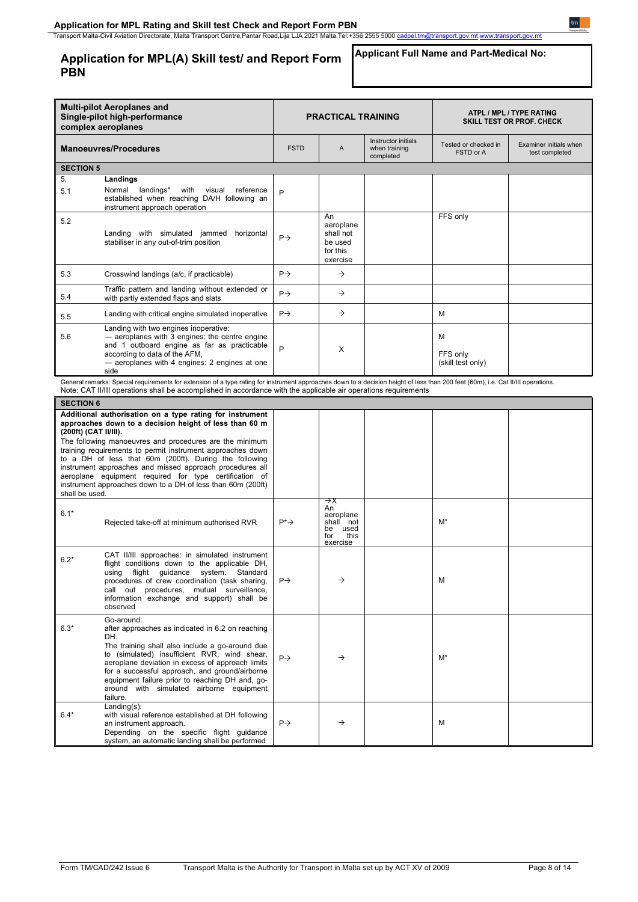## Application for MPL(A) Skill test/ and Report Form PBN

**Applicant Full Name and Part-Medical No:**

| **Multi-pilot Aeroplanes and Single-pilot high-performance complex aeroplanes** | | **PRACTICAL TRAINING** | | | **ATPL / MPL / TYPE RATING SKILL TEST OR PROF. CHECK** | |
|---|---|---|---|---|---|---|
| **Manoeuvres/Procedures** | | FSTD | A | Instructor initials when training completed | Tested or checked in FSTD or A | Examiner initials when test completed |
| **SECTION 5** | | | | | | |
| 5. | **Landings** | | | | | |
| 5.1 | Normal landings* with visual reference established when reaching DA/H following an instrument approach operation | P | | | | |
| 5.2 | Landing with simulated jammed horizontal stabiliser in any out-of-trim position | P→ | An aeroplane shall not be used for this exercise | | FFS only | |
| 5.3 | Crosswind landings (a/c, if practicable) | P→ | → | | | |
| 5.4 | Traffic pattern and landing without extended or with partly extended flaps and slats | P→ | → | | | |
| 5.5 | Landing with critical engine simulated inoperative | P→ | → | | M | |
| 5.6 | Landing with two engines inoperative:<br>— aeroplanes with 3 engines: the centre engine and 1 outboard engine as far as practicable according to data of the AFM,<br>— aeroplanes with 4 engines: 2 engines at one side | P | X | | M<br><br>FFS only (skill test only) | |

General remarks: Special requirements for extension of a type rating for instrument approaches down to a decision height of less than 200 feet (60m), i.e. Cat II/III operations.
Note: CAT II/III operations shall be accomplished in accordance with the applicable air operations requirements

| **SECTION 6** | | | | | | |
|---|---|---|---|---|---|---|
| **Additional authorisation on a type rating for instrument approaches down to a decision height of less than 60 m (200ft) (CAT II/III).**<br>The following manoeuvres and procedures are the minimum training requirements to permit instrument approaches down to a DH of less that 60m (200ft). During the following instrument approaches and missed approach procedures all aeroplane equipment required for type certification of instrument approaches down to a DH of less than 60m (200ft) shall be used. | | | | | | |
| 6.1* | Rejected take-off at minimum authorised RVR | P*→ | →X<br>An aeroplane shall not be used for this exercise | | M* | |
| 6.2* | CAT II/III approaches: in simulated instrument flight conditions down to the applicable DH, using flight guidance system. Standard procedures of crew coordination (task sharing, call out procedures, mutual surveillance, information exchange and support) shall be observed | P→ | → | | M | |
| 6.3* | Go-around:<br>after approaches as indicated in 6.2 on reaching DH.<br>The training shall also include a go-around due to (simulated) insufficient RVR, wind shear, aeroplane deviation in excess of approach limits for a successful approach, and ground/airborne equipment failure prior to reaching DH and, go-around with simulated airborne equipment failure. | P→ | → | | M* | |
| 6.4* | Landing(s):<br>with visual reference established at DH following an instrument approach.<br>Depending on the specific flight guidance system, an automatic landing shall be performed | P→ | → | | M | |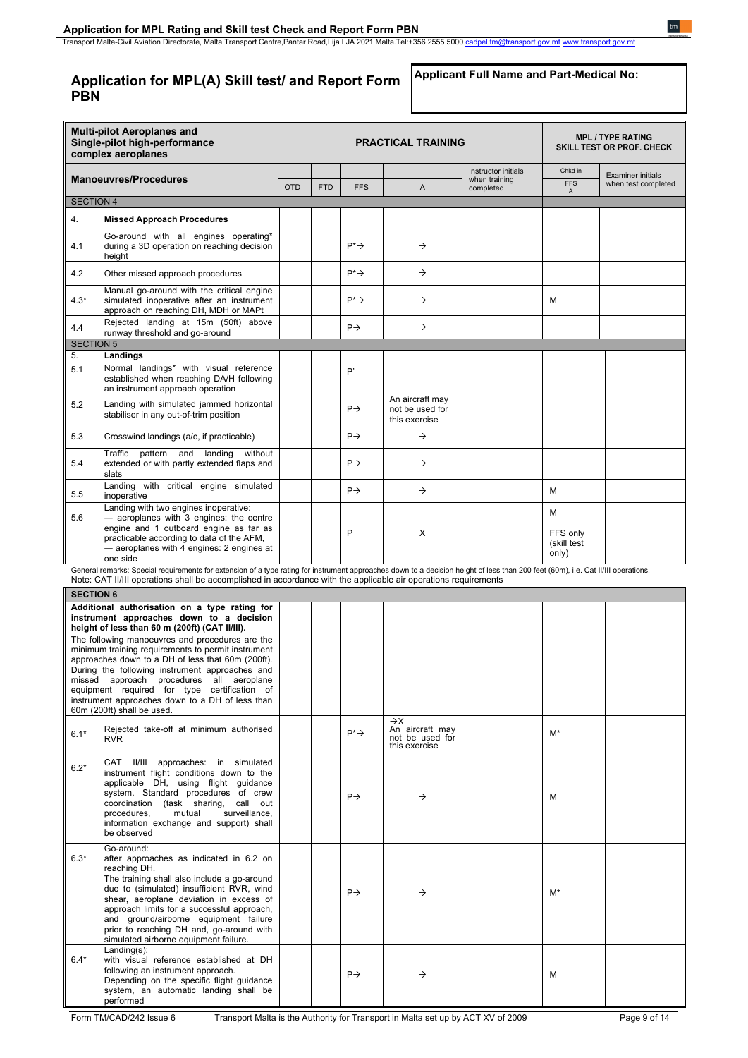## Application for MPL(A) Skill test/ and Report Form PBN

**Applicant Full Name and Part-Medical No:**

| Multi-pilot Aeroplanes and Single-pilot high-performance complex aeroplanes | | PRACTICAL TRAINING | | | | | MPL / TYPE RATING SKILL TEST OR PROF. CHECK | |
|---|---|---|---|---|---|---|---|---|
| **Manoeuvres/Procedures** | | OTD | FTD | FFS | A | Instructor initials when training completed | Chkd in FFS A | Examiner initials when test completed |
| SECTION 4 | | | | | | | | |
| 4. | **Missed Approach Procedures** | | | | | | | |
| 4.1 | Go-around with all engines operating* during a 3D operation on reaching decision height | | | P*→ | → | | | |
| 4.2 | Other missed approach procedures | | | P*→ | → | | | |
| 4.3* | Manual go-around with the critical engine simulated inoperative after an instrument approach on reaching DH, MDH or MAPt | | | P*→ | → | | M | |
| 4.4 | Rejected landing at 15m (50ft) above runway threshold and go-around | | | P→ | → | | | |
| SECTION 5 | | | | | | | | |
| 5. | **Landings** | | | | | | | |
| 5.1 | Normal landings* with visual reference established when reaching DA/H following an instrument approach operation | | | P' | | | | |
| 5.2 | Landing with simulated jammed horizontal stabiliser in any out-of-trim position | | | P→ | An aircraft may not be used for this exercise | | | |
| 5.3 | Crosswind landings (a/c, if practicable) | | | P→ | → | | | |
| 5.4 | Traffic pattern and landing without extended or with partly extended flaps and slats | | | P→ | → | | | |
| 5.5 | Landing with critical engine simulated inoperative | | | P→ | → | | M | |
| 5.6 | Landing with two engines inoperative: — aeroplanes with 3 engines: the centre engine and 1 outboard engine as far as practicable according to data of the AFM, — aeroplanes with 4 engines: 2 engines at one side | | | P | X | | M FFS only (skill test only) | |

General remarks: Special requirements for extension of a type rating for instrument approaches down to a decision height of less than 200 feet (60m), i.e. Cat II/III operations.
Note: CAT II/III operations shall be accomplished in accordance with the applicable air operations requirements

| SECTION 6 | | | | | | | | |
|---|---|---|---|---|---|---|---|---|
| **Additional authorisation on a type rating for instrument approaches down to a decision height of less than 60 m (200ft) (CAT II/III).** The following manoeuvres and procedures are the minimum training requirements to permit instrument approaches down to a DH of less that 60m (200ft). During the following instrument approaches and missed approach procedures all aeroplane equipment required for type certification of instrument approaches down to a DH of less than 60m (200ft) shall be used. | | | | | | | | |
| 6.1* | Rejected take-off at minimum authorised RVR | | | P*→ | →X An aircraft may not be used for this exercise | | M* | |
| 6.2* | CAT II/III approaches: in simulated instrument flight conditions down to the applicable DH, using flight guidance system. Standard procedures of crew coordination (task sharing, call out procedures, mutual surveillance, information exchange and support) shall be observed | | | P→ | → | | M | |
| 6.3* | Go-around: after approaches as indicated in 6.2 on reaching DH. The training shall also include a go-around due to (simulated) insufficient RVR, wind shear, aeroplane deviation in excess of approach limits for a successful approach, and ground/airborne equipment failure prior to reaching DH and, go-around with simulated airborne equipment failure. | | | P→ | → | | M* | |
| 6.4* | Landing(s): with visual reference established at DH following an instrument approach. Depending on the specific flight guidance system, an automatic landing shall be performed | | | P→ | → | | M | |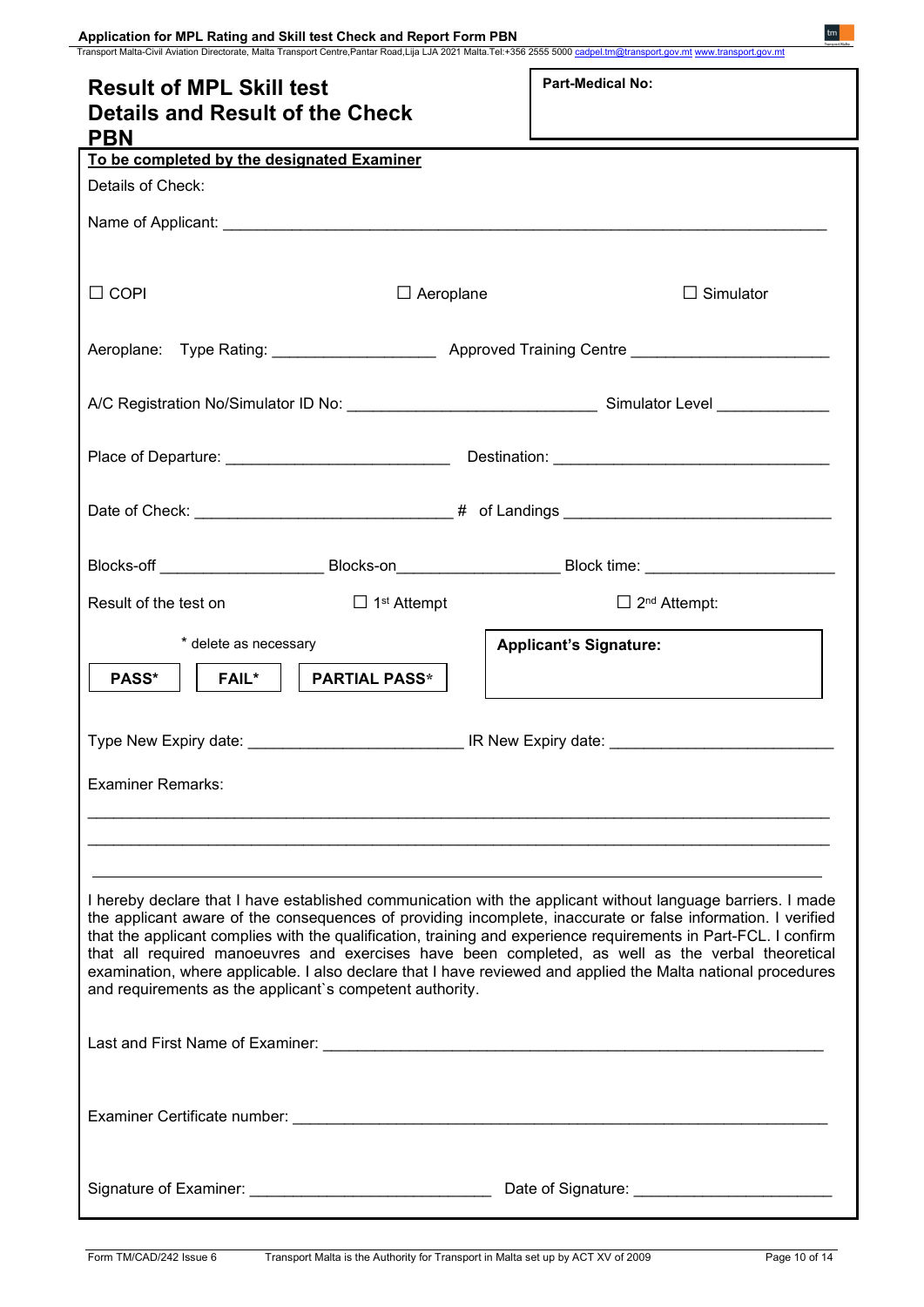# Result of MPL Skill test
# Details and Result of the Check PBN

**Part-Medical No:**

**To be completed by the designated Examiner**

Details of Check:

Name of Applicant: ___________________________________________________________________

☐ COPI ☐ Aeroplane ☐ Simulator

Aeroplane: Type Rating: __________________ Approved Training Centre ______________________

A/C Registration No/Simulator ID No: ____________________________ Simulator Level _____________

Place of Departure: _________________________ Destination: _______________________________

Date of Check: _____________________________ # of Landings ______________________________

Blocks-off __________________ Blocks-on__________________ Block time: _____________________

Result of the test on ☐ 1st Attempt ☐ 2nd Attempt:

\* delete as necessary

**PASS\*** **FAIL\*** **PARTIAL PASS\***

**Applicant's Signature:**

Type New Expiry date: ________________________ IR New Expiry date: _________________________

Examiner Remarks:

_________________________________________________________________________________

_________________________________________________________________________________

_________________________________________________________________________________

I hereby declare that I have established communication with the applicant without language barriers. I made the applicant aware of the consequences of providing incomplete, inaccurate or false information. I verified that the applicant complies with the qualification, training and experience requirements in Part-FCL. I confirm that all required manoeuvres and exercises have been completed, as well as the verbal theoretical examination, where applicable. I also declare that I have reviewed and applied the Malta national procedures and requirements as the applicant`s competent authority.

Last and First Name of Examiner: _____________________________________________________

Examiner Certificate number: ________________________________________________________

Signature of Examiner: ___________________________ Date of Signature: ______________________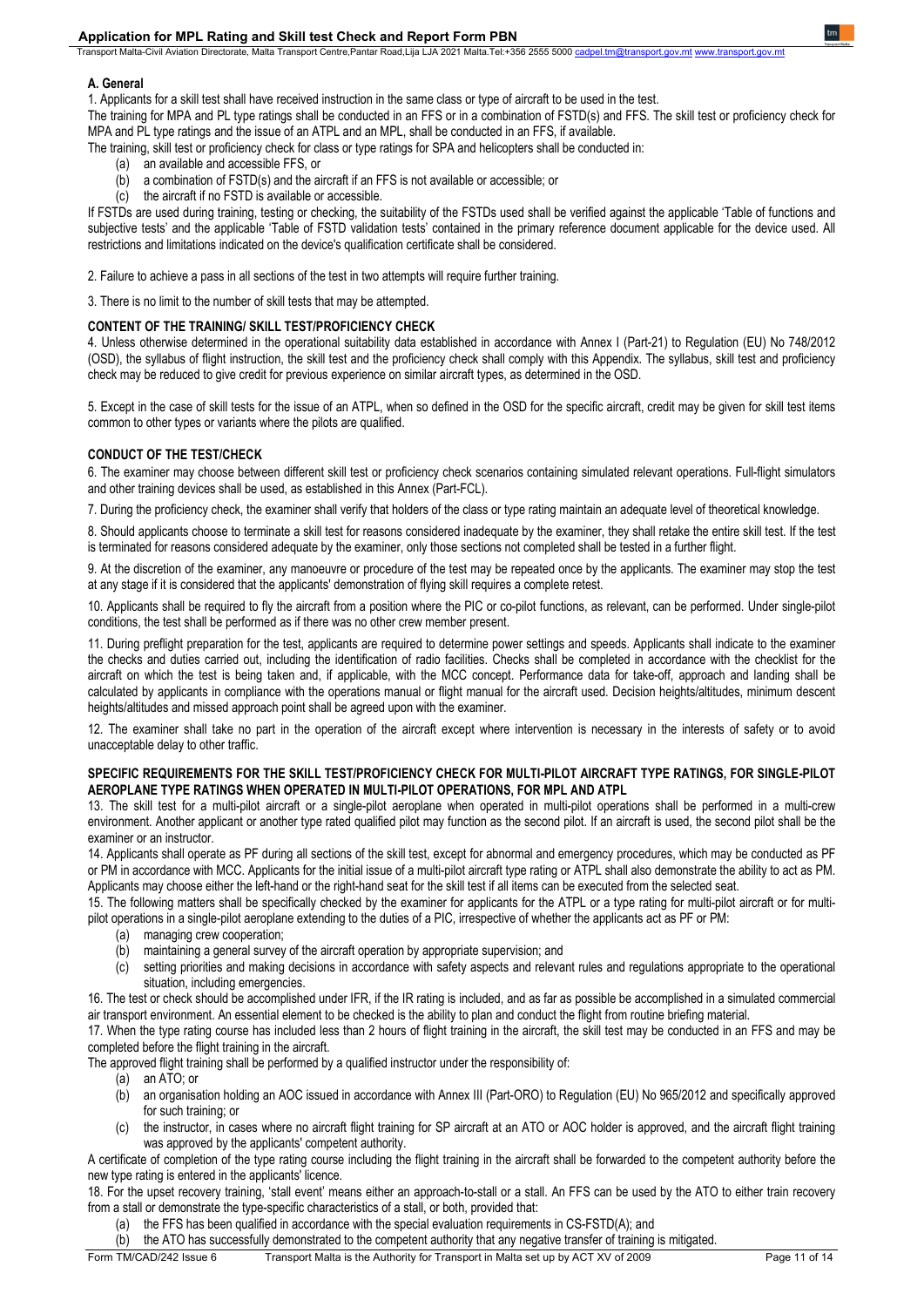### A. General

1. Applicants for a skill test shall have received instruction in the same class or type of aircraft to be used in the test.

The training for MPA and PL type ratings shall be conducted in an FFS or in a combination of FSTD(s) and FFS. The skill test or proficiency check for MPA and PL type ratings and the issue of an ATPL and an MPL, shall be conducted in an FFS, if available.

The training, skill test or proficiency check for class or type ratings for SPA and helicopters shall be conducted in:

- (a) an available and accessible FFS, or
- (b) a combination of FSTD(s) and the aircraft if an FFS is not available or accessible; or
- (c) the aircraft if no FSTD is available or accessible.

If FSTDs are used during training, testing or checking, the suitability of the FSTDs used shall be verified against the applicable 'Table of functions and subjective tests' and the applicable 'Table of FSTD validation tests' contained in the primary reference document applicable for the device used. All restrictions and limitations indicated on the device's qualification certificate shall be considered.

2. Failure to achieve a pass in all sections of the test in two attempts will require further training.

3. There is no limit to the number of skill tests that may be attempted.

### CONTENT OF THE TRAINING/ SKILL TEST/PROFICIENCY CHECK

4. Unless otherwise determined in the operational suitability data established in accordance with Annex I (Part-21) to Regulation (EU) No 748/2012 (OSD), the syllabus of flight instruction, the skill test and the proficiency check shall comply with this Appendix. The syllabus, skill test and proficiency check may be reduced to give credit for previous experience on similar aircraft types, as determined in the OSD.

5. Except in the case of skill tests for the issue of an ATPL, when so defined in the OSD for the specific aircraft, credit may be given for skill test items common to other types or variants where the pilots are qualified.

### CONDUCT OF THE TEST/CHECK

6. The examiner may choose between different skill test or proficiency check scenarios containing simulated relevant operations. Full-flight simulators and other training devices shall be used, as established in this Annex (Part-FCL).

7. During the proficiency check, the examiner shall verify that holders of the class or type rating maintain an adequate level of theoretical knowledge.

8. Should applicants choose to terminate a skill test for reasons considered inadequate by the examiner, they shall retake the entire skill test. If the test is terminated for reasons considered adequate by the examiner, only those sections not completed shall be tested in a further flight.

9. At the discretion of the examiner, any manoeuvre or procedure of the test may be repeated once by the applicants. The examiner may stop the test at any stage if it is considered that the applicants' demonstration of flying skill requires a complete retest.

10. Applicants shall be required to fly the aircraft from a position where the PIC or co-pilot functions, as relevant, can be performed. Under single-pilot conditions, the test shall be performed as if there was no other crew member present.

11. During preflight preparation for the test, applicants are required to determine power settings and speeds. Applicants shall indicate to the examiner the checks and duties carried out, including the identification of radio facilities. Checks shall be completed in accordance with the checklist for the aircraft on which the test is being taken and, if applicable, with the MCC concept. Performance data for take-off, approach and landing shall be calculated by applicants in compliance with the operations manual or flight manual for the aircraft used. Decision heights/altitudes, minimum descent heights/altitudes and missed approach point shall be agreed upon with the examiner.

12. The examiner shall take no part in the operation of the aircraft except where intervention is necessary in the interests of safety or to avoid unacceptable delay to other traffic.

### SPECIFIC REQUIREMENTS FOR THE SKILL TEST/PROFICIENCY CHECK FOR MULTI-PILOT AIRCRAFT TYPE RATINGS, FOR SINGLE-PILOT AEROPLANE TYPE RATINGS WHEN OPERATED IN MULTI-PILOT OPERATIONS, FOR MPL AND ATPL

13. The skill test for a multi-pilot aircraft or a single-pilot aeroplane when operated in multi-pilot operations shall be performed in a multi-crew environment. Another applicant or another type rated qualified pilot may function as the second pilot. If an aircraft is used, the second pilot shall be the examiner or an instructor.

14. Applicants shall operate as PF during all sections of the skill test, except for abnormal and emergency procedures, which may be conducted as PF or PM in accordance with MCC. Applicants for the initial issue of a multi-pilot aircraft type rating or ATPL shall also demonstrate the ability to act as PM. Applicants may choose either the left-hand or the right-hand seat for the skill test if all items can be executed from the selected seat.

15. The following matters shall be specifically checked by the examiner for applicants for the ATPL or a type rating for multi-pilot aircraft or for multi-pilot operations in a single-pilot aeroplane extending to the duties of a PIC, irrespective of whether the applicants act as PF or PM:

- (a) managing crew cooperation;
- (b) maintaining a general survey of the aircraft operation by appropriate supervision; and
- (c) setting priorities and making decisions in accordance with safety aspects and relevant rules and regulations appropriate to the operational situation, including emergencies.

16. The test or check should be accomplished under IFR, if the IR rating is included, and as far as possible be accomplished in a simulated commercial air transport environment. An essential element to be checked is the ability to plan and conduct the flight from routine briefing material.

17. When the type rating course has included less than 2 hours of flight training in the aircraft, the skill test may be conducted in an FFS and may be completed before the flight training in the aircraft.

The approved flight training shall be performed by a qualified instructor under the responsibility of:

- (a) an ATO; or
- (b) an organisation holding an AOC issued in accordance with Annex III (Part-ORO) to Regulation (EU) No 965/2012 and specifically approved for such training; or
- (c) the instructor, in cases where no aircraft flight training for SP aircraft at an ATO or AOC holder is approved, and the aircraft flight training was approved by the applicants' competent authority.

A certificate of completion of the type rating course including the flight training in the aircraft shall be forwarded to the competent authority before the new type rating is entered in the applicants' licence.

18. For the upset recovery training, 'stall event' means either an approach-to-stall or a stall. An FFS can be used by the ATO to either train recovery from a stall or demonstrate the type-specific characteristics of a stall, or both, provided that:

- (a) the FFS has been qualified in accordance with the special evaluation requirements in CS-FSTD(A); and
- (b) the ATO has successfully demonstrated to the competent authority that any negative transfer of training is mitigated.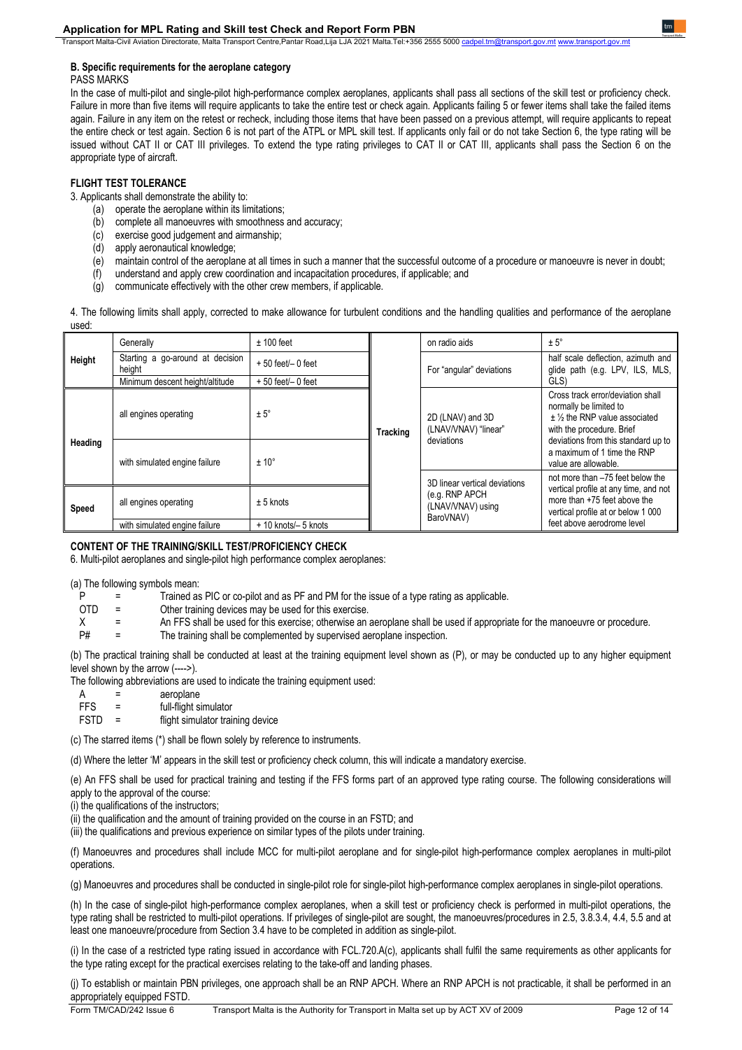### B. Specific requirements for the aeroplane category

PASS MARKS

In the case of multi-pilot and single-pilot high-performance complex aeroplanes, applicants shall pass all sections of the skill test or proficiency check. Failure in more than five items will require applicants to take the entire test or check again. Applicants failing 5 or fewer items shall take the failed items again. Failure in any item on the retest or recheck, including those items that have been passed on a previous attempt, will require applicants to repeat the entire check or test again. Section 6 is not part of the ATPL or MPL skill test. If applicants only fail or do not take Section 6, the type rating will be issued without CAT II or CAT III privileges. To extend the type rating privileges to CAT II or CAT III, applicants shall pass the Section 6 on the appropriate type of aircraft.

#### FLIGHT TEST TOLERANCE

3. Applicants shall demonstrate the ability to:
   (a) operate the aeroplane within its limitations;
   (b) complete all manoeuvres with smoothness and accuracy;
   (c) exercise good judgement and airmanship;
   (d) apply aeronautical knowledge;
   (e) maintain control of the aeroplane at all times in such a manner that the successful outcome of a procedure or manoeuvre is never in doubt;
   (f) understand and apply crew coordination and incapacitation procedures, if applicable; and
   (g) communicate effectively with the other crew members, if applicable.

4. The following limits shall apply, corrected to make allowance for turbulent conditions and the handling qualities and performance of the aeroplane used:

| | | | | | |
|---|---|---|---|---|---|
| **Height** | Generally | ± 100 feet | **Tracking** | on radio aids | ± 5° |
| | Starting a go-around at decision height | + 50 feet/– 0 feet | | For "angular" deviations | half scale deflection, azimuth and glide path (e.g. LPV, ILS, MLS, GLS) |
| | Minimum descent height/altitude | + 50 feet/– 0 feet | | | |
| **Heading** | all engines operating | ± 5° | | 2D (LNAV) and 3D (LNAV/VNAV) "linear" deviations | Cross track error/deviation shall normally be limited to ± ½ the RNP value associated with the procedure. Brief deviations from this standard up to a maximum of 1 time the RNP value are allowable. |
| | with simulated engine failure | ± 10° | | | |
| **Speed** | all engines operating | ± 5 knots | | 3D linear vertical deviations (e.g. RNP APCH (LNAV/VNAV) using BaroVNAV) | not more than –75 feet below the vertical profile at any time, and not more than +75 feet above the vertical profile at or below 1 000 feet above aerodrome level |
| | with simulated engine failure | + 10 knots/– 5 knots | | | |

#### CONTENT OF THE TRAINING/SKILL TEST/PROFICIENCY CHECK

6. Multi-pilot aeroplanes and single-pilot high performance complex aeroplanes:

(a) The following symbols mean:

| | | |
|---|---|---|
| P | = | Trained as PIC or co-pilot and as PF and PM for the issue of a type rating as applicable. |
| OTD | = | Other training devices may be used for this exercise. |
| X | = | An FFS shall be used for this exercise; otherwise an aeroplane shall be used if appropriate for the manoeuvre or procedure. |
| P# | = | The training shall be complemented by supervised aeroplane inspection. |

(b) The practical training shall be conducted at least at the training equipment level shown as (P), or may be conducted up to any higher equipment level shown by the arrow (---->).

The following abbreviations are used to indicate the training equipment used:

| | | |
|---|---|---|
| A | = | aeroplane |
| FFS | = | full-flight simulator |
| FSTD | = | flight simulator training device |

(c) The starred items (*) shall be flown solely by reference to instruments.

(d) Where the letter 'M' appears in the skill test or proficiency check column, this will indicate a mandatory exercise.

(e) An FFS shall be used for practical training and testing if the FFS forms part of an approved type rating course. The following considerations will apply to the approval of the course:
(i) the qualifications of the instructors;
(ii) the qualification and the amount of training provided on the course in an FSTD; and
(iii) the qualifications and previous experience on similar types of the pilots under training.

(f) Manoeuvres and procedures shall include MCC for multi-pilot aeroplane and for single-pilot high-performance complex aeroplanes in multi-pilot operations.

(g) Manoeuvres and procedures shall be conducted in single-pilot role for single-pilot high-performance complex aeroplanes in single-pilot operations.

(h) In the case of single-pilot high-performance complex aeroplanes, when a skill test or proficiency check is performed in multi-pilot operations, the type rating shall be restricted to multi-pilot operations. If privileges of single-pilot are sought, the manoeuvres/procedures in 2.5, 3.8.3.4, 4.4, 5.5 and at least one manoeuvre/procedure from Section 3.4 have to be completed in addition as single-pilot.

(i) In the case of a restricted type rating issued in accordance with FCL.720.A(c), applicants shall fulfil the same requirements as other applicants for the type rating except for the practical exercises relating to the take-off and landing phases.

(j) To establish or maintain PBN privileges, one approach shall be an RNP APCH. Where an RNP APCH is not practicable, it shall be performed in an appropriately equipped FSTD.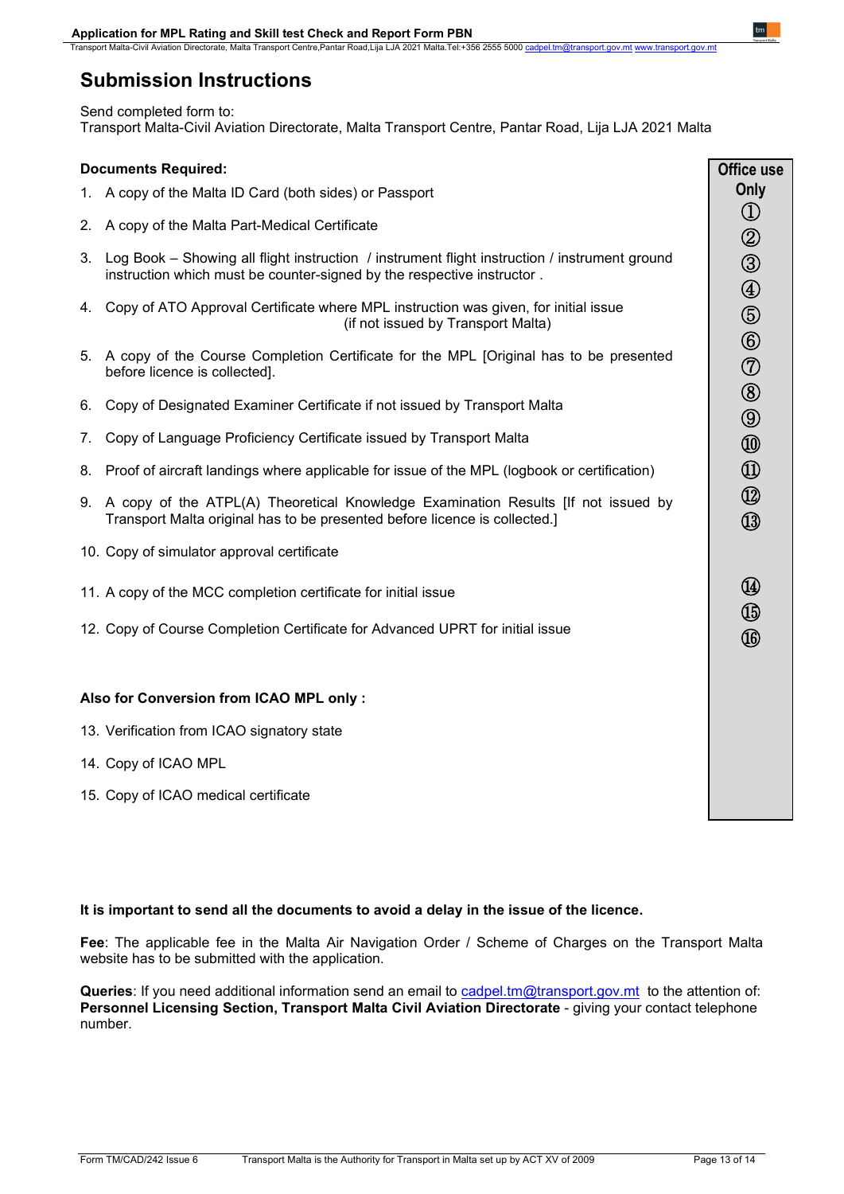# Submission Instructions

Send completed form to:
Transport Malta-Civil Aviation Directorate, Malta Transport Centre, Pantar Road, Lija LJA 2021 Malta

**Documents Required:**

1. A copy of the Malta ID Card (both sides) or Passport
2. A copy of the Malta Part-Medical Certificate
3. Log Book – Showing all flight instruction / instrument flight instruction / instrument ground instruction which must be counter-signed by the respective instructor .
4. Copy of ATO Approval Certificate where MPL instruction was given, for initial issue (if not issued by Transport Malta)
5. A copy of the Course Completion Certificate for the MPL [Original has to be presented before licence is collected].
6. Copy of Designated Examiner Certificate if not issued by Transport Malta
7. Copy of Language Proficiency Certificate issued by Transport Malta
8. Proof of aircraft landings where applicable for issue of the MPL (logbook or certification)
9. A copy of the ATPL(A) Theoretical Knowledge Examination Results [If not issued by Transport Malta original has to be presented before licence is collected.]
10. Copy of simulator approval certificate
11. A copy of the MCC completion certificate for initial issue
12. Copy of Course Completion Certificate for Advanced UPRT for initial issue

**Also for Conversion from ICAO MPL only :**

13. Verification from ICAO signatory state
14. Copy of ICAO MPL
15. Copy of ICAO medical certificate

| Office use Only |
|---|
| ① |
| ② |
| ③ |
| ④ |
| ⑤ |
| ⑥ |
| ⑦ |
| ⑧ |
| ⑨ |
| ⑩ |
| ⑪ |
| ⑫ |
| ⑬ |
| ⑭ |
| ⑮ |
| ⑯ |

**It is important to send all the documents to avoid a delay in the issue of the licence.**

**Fee**: The applicable fee in the Malta Air Navigation Order / Scheme of Charges on the Transport Malta website has to be submitted with the application.

**Queries**: If you need additional information send an email to cadpel.tm@transport.gov.mt to the attention of: **Personnel Licensing Section, Transport Malta Civil Aviation Directorate** - giving your contact telephone number.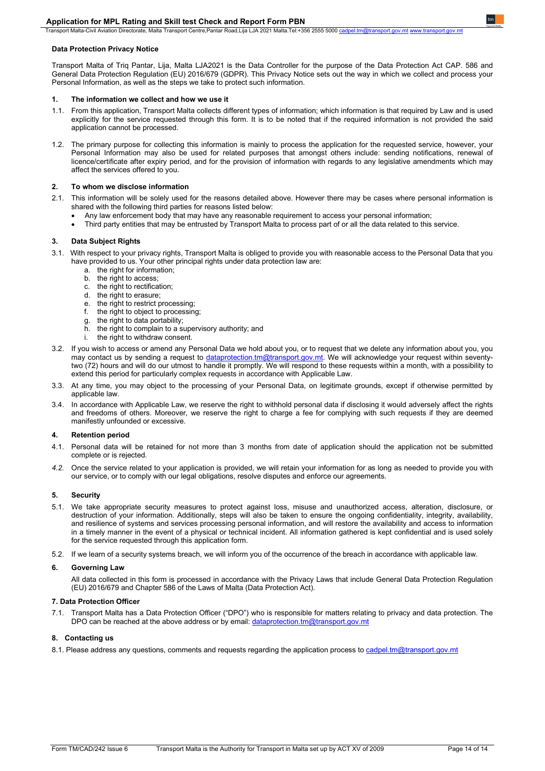## Data Protection Privacy Notice

Transport Malta of Triq Pantar, Lija, Malta LJA2021 is the Data Controller for the purpose of the Data Protection Act CAP. 586 and General Data Protection Regulation (EU) 2016/679 (GDPR). This Privacy Notice sets out the way in which we collect and process your Personal Information, as well as the steps we take to protect such information.

### 1. The information we collect and how we use it

1.1. From this application, Transport Malta collects different types of information; which information is that required by Law and is used explicitly for the service requested through this form. It is to be noted that if the required information is not provided the said application cannot be processed.

1.2. The primary purpose for collecting this information is mainly to process the application for the requested service, however, your Personal Information may also be used for related purposes that amongst others include: sending notifications, renewal of licence/certificate after expiry period, and for the provision of information with regards to any legislative amendments which may affect the services offered to you.

### 2. To whom we disclose information

2.1. This information will be solely used for the reasons detailed above. However there may be cases where personal information is shared with the following third parties for reasons listed below:

- Any law enforcement body that may have any reasonable requirement to access your personal information;
- Third party entities that may be entrusted by Transport Malta to process part of or all the data related to this service.

### 3. Data Subject Rights

3.1. With respect to your privacy rights, Transport Malta is obliged to provide you with reasonable access to the Personal Data that you have provided to us. Your other principal rights under data protection law are:

a. the right for information;
b. the right to access;
c. the right to rectification;
d. the right to erasure;
e. the right to restrict processing;
f. the right to object to processing;
g. the right to data portability;
h. the right to complain to a supervisory authority; and
i. the right to withdraw consent.

3.2. If you wish to access or amend any Personal Data we hold about you, or to request that we delete any information about you, you may contact us by sending a request to dataprotection.tm@transport.gov.mt. We will acknowledge your request within seventy-two (72) hours and will do our utmost to handle it promptly. We will respond to these requests within a month, with a possibility to extend this period for particularly complex requests in accordance with Applicable Law.

3.3. At any time, you may object to the processing of your Personal Data, on legitimate grounds, except if otherwise permitted by applicable law.

3.4. In accordance with Applicable Law, we reserve the right to withhold personal data if disclosing it would adversely affect the rights and freedoms of others. Moreover, we reserve the right to charge a fee for complying with such requests if they are deemed manifestly unfounded or excessive.

### 4. Retention period

4.1. Personal data will be retained for not more than 3 months from date of application should the application not be submitted complete or is rejected.

*4.2.* Once the service related to your application is provided, we will retain your information for as long as needed to provide you with our service, or to comply with our legal obligations, resolve disputes and enforce our agreements.

### 5. Security

5.1. We take appropriate security measures to protect against loss, misuse and unauthorized access, alteration, disclosure, or destruction of your information. Additionally, steps will also be taken to ensure the ongoing confidentiality, integrity, availability, and resilience of systems and services processing personal information, and will restore the availability and access to information in a timely manner in the event of a physical or technical incident. All information gathered is kept confidential and is used solely for the service requested through this application form.

5.2. If we learn of a security systems breach, we will inform you of the occurrence of the breach in accordance with applicable law.

### 6. Governing Law

All data collected in this form is processed in accordance with the Privacy Laws that include General Data Protection Regulation (EU) 2016/679 and Chapter 586 of the Laws of Malta (Data Protection Act).

### 7. Data Protection Officer

7.1. Transport Malta has a Data Protection Officer ("DPO") who is responsible for matters relating to privacy and data protection. The DPO can be reached at the above address or by email: dataprotection.tm@transport.gov.mt

### 8. Contacting us

8.1. Please address any questions, comments and requests regarding the application process to cadpel.tm@transport.gov.mt